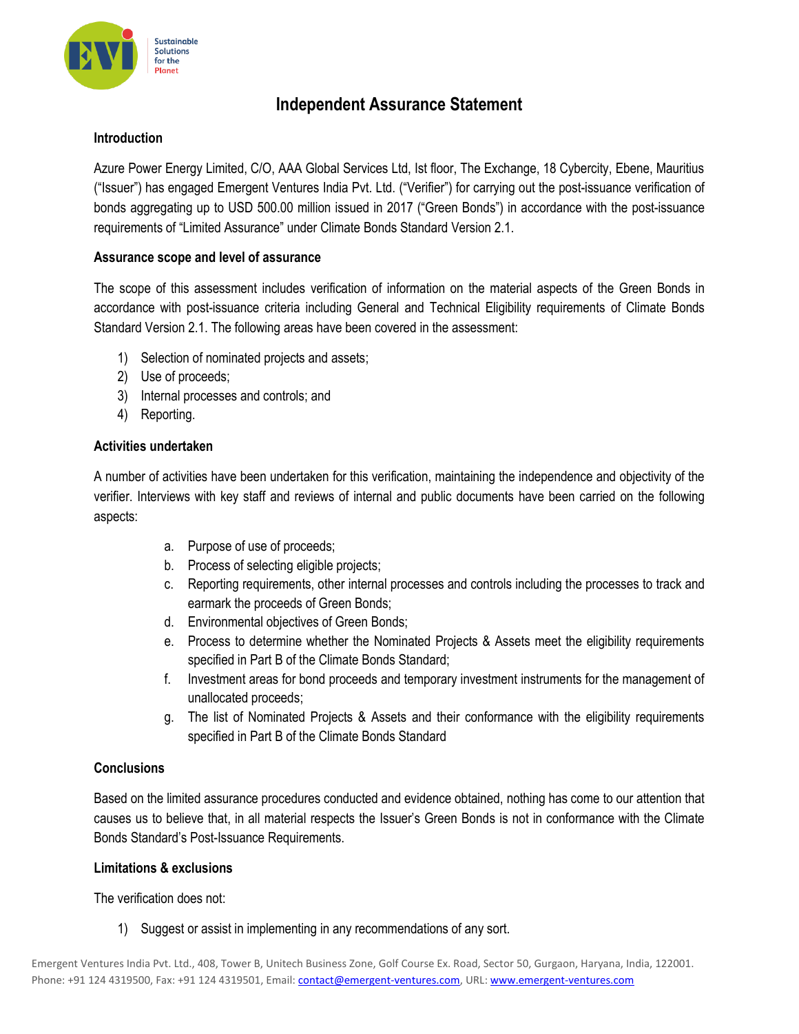# Independent Assurance Statement

## Introduction

Azure Power Energy Limited, C/O, AAA Global Services Ltd, Ist floor, The Exchange, 18 Cybercity, Ebene, Mauritius ("Issuer") has engaged Emergent Ventures India Pvt. Ltd. ("Verifier") for carrying out the post-issuance verification of bonds aggregating up to USD 500.00 million issued in 2017 ("Green Bonds") in accordance with the post-issuance requirements of "Limited Assurance" under Climate Bonds Standard Version 2.1.

## Assurance scope and level of assurance

The scope of this assessment includes verification of information on the material aspects of the Green Bonds in accordance with post-issuance criteria including General and Technical Eligibility requirements of Climate Bonds Standard Version 2.1. The following areas have been covered in the assessment:

1) Selection of nominated projects and assets;
2) Use of proceeds;
3) Internal processes and controls; and
4) Reporting.

## Activities undertaken

A number of activities have been undertaken for this verification, maintaining the independence and objectivity of the verifier. Interviews with key staff and reviews of internal and public documents have been carried on the following aspects:

a. Purpose of use of proceeds;
b. Process of selecting eligible projects;
c. Reporting requirements, other internal processes and controls including the processes to track and earmark the proceeds of Green Bonds;
d. Environmental objectives of Green Bonds;
e. Process to determine whether the Nominated Projects & Assets meet the eligibility requirements specified in Part B of the Climate Bonds Standard;
f. Investment areas for bond proceeds and temporary investment instruments for the management of unallocated proceeds;
g. The list of Nominated Projects & Assets and their conformance with the eligibility requirements specified in Part B of the Climate Bonds Standard

## Conclusions

Based on the limited assurance procedures conducted and evidence obtained, nothing has come to our attention that causes us to believe that, in all material respects the Issuer's Green Bonds is not in conformance with the Climate Bonds Standard's Post-Issuance Requirements.

## Limitations & exclusions

The verification does not:

1) Suggest or assist in implementing in any recommendations of any sort.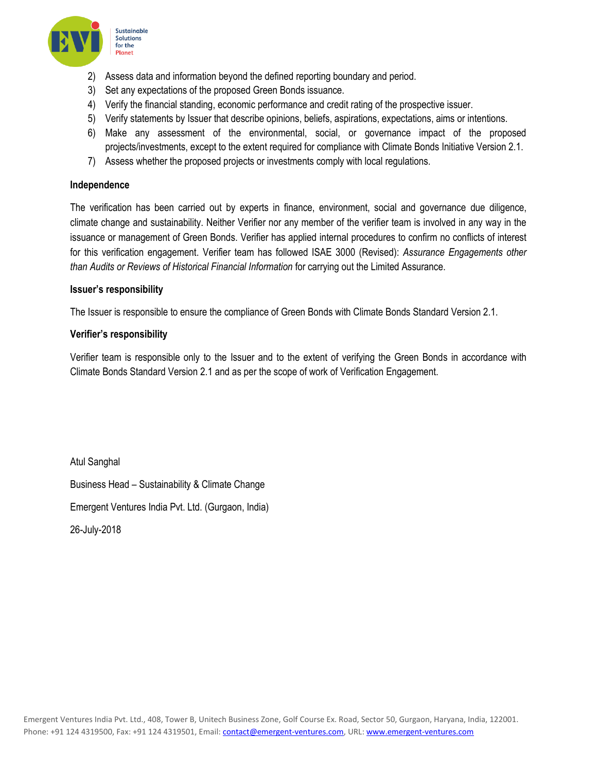2) Assess data and information beyond the defined reporting boundary and period.
3) Set any expectations of the proposed Green Bonds issuance.
4) Verify the financial standing, economic performance and credit rating of the prospective issuer.
5) Verify statements by Issuer that describe opinions, beliefs, aspirations, expectations, aims or intentions.
6) Make any assessment of the environmental, social, or governance impact of the proposed projects/investments, except to the extent required for compliance with Climate Bonds Initiative Version 2.1.
7) Assess whether the proposed projects or investments comply with local regulations.

**Independence**

The verification has been carried out by experts in finance, environment, social and governance due diligence, climate change and sustainability. Neither Verifier nor any member of the verifier team is involved in any way in the issuance or management of Green Bonds. Verifier has applied internal procedures to confirm no conflicts of interest for this verification engagement. Verifier team has followed ISAE 3000 (Revised): *Assurance Engagements other than Audits or Reviews of Historical Financial Information* for carrying out the Limited Assurance.

**Issuer's responsibility**

The Issuer is responsible to ensure the compliance of Green Bonds with Climate Bonds Standard Version 2.1.

**Verifier's responsibility**

Verifier team is responsible only to the Issuer and to the extent of verifying the Green Bonds in accordance with Climate Bonds Standard Version 2.1 and as per the scope of work of Verification Engagement.

Atul Sanghal

Business Head – Sustainability & Climate Change

Emergent Ventures India Pvt. Ltd. (Gurgaon, India)

26-July-2018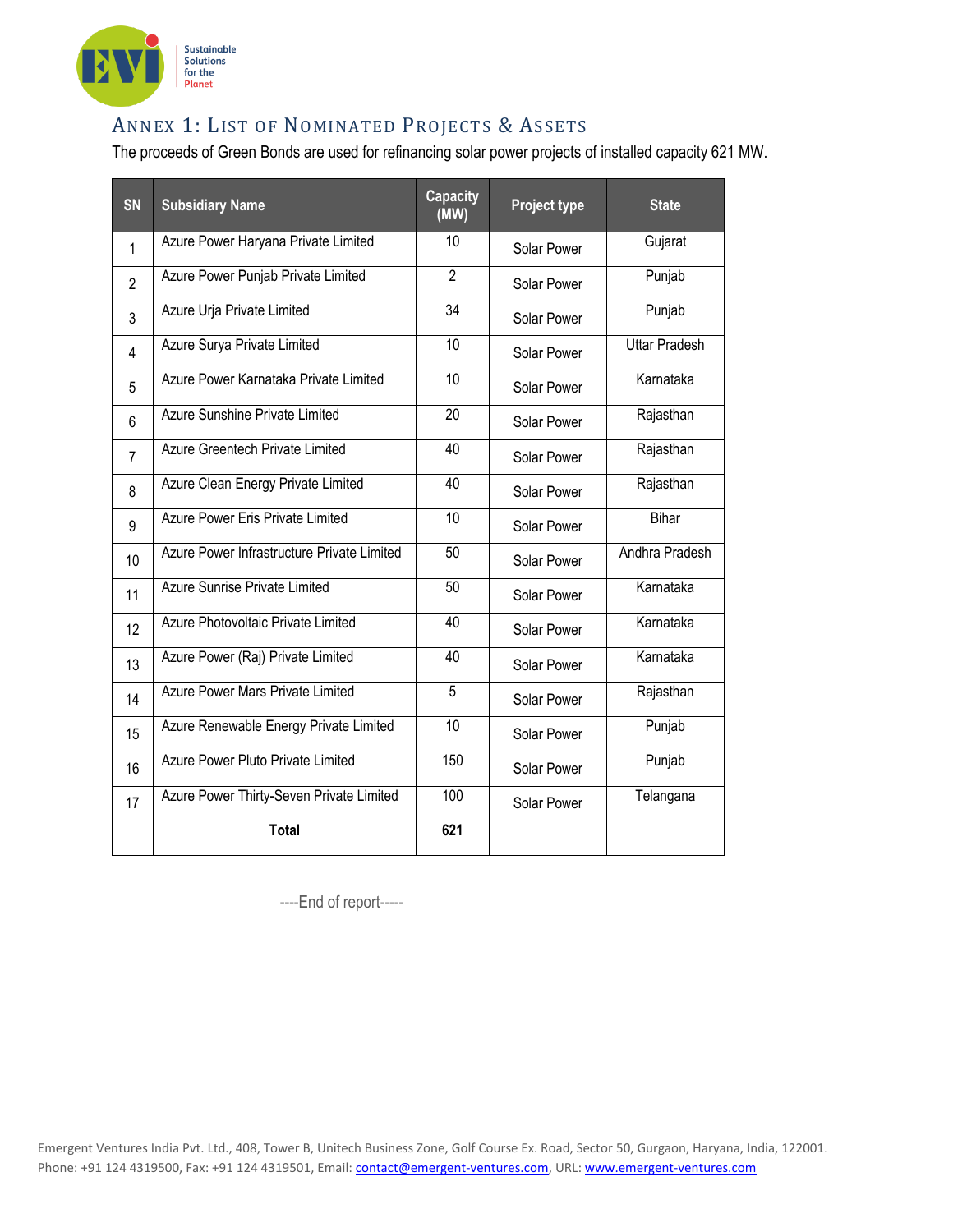## ANNEX 1: LIST OF NOMINATED PROJECTS & ASSETS

The proceeds of Green Bonds are used for refinancing solar power projects of installed capacity 621 MW.

| SN | Subsidiary Name | Capacity (MW) | Project type | State |
|---|---|---|---|---|
| 1 | Azure Power Haryana Private Limited | 10 | Solar Power | Gujarat |
| 2 | Azure Power Punjab Private Limited | 2 | Solar Power | Punjab |
| 3 | Azure Urja Private Limited | 34 | Solar Power | Punjab |
| 4 | Azure Surya Private Limited | 10 | Solar Power | Uttar Pradesh |
| 5 | Azure Power Karnataka Private Limited | 10 | Solar Power | Karnataka |
| 6 | Azure Sunshine Private Limited | 20 | Solar Power | Rajasthan |
| 7 | Azure Greentech Private Limited | 40 | Solar Power | Rajasthan |
| 8 | Azure Clean Energy Private Limited | 40 | Solar Power | Rajasthan |
| 9 | Azure Power Eris Private Limited | 10 | Solar Power | Bihar |
| 10 | Azure Power Infrastructure Private Limited | 50 | Solar Power | Andhra Pradesh |
| 11 | Azure Sunrise Private Limited | 50 | Solar Power | Karnataka |
| 12 | Azure Photovoltaic Private Limited | 40 | Solar Power | Karnataka |
| 13 | Azure Power (Raj) Private Limited | 40 | Solar Power | Karnataka |
| 14 | Azure Power Mars Private Limited | 5 | Solar Power | Rajasthan |
| 15 | Azure Renewable Energy Private Limited | 10 | Solar Power | Punjab |
| 16 | Azure Power Pluto Private Limited | 150 | Solar Power | Punjab |
| 17 | Azure Power Thirty-Seven Private Limited | 100 | Solar Power | Telangana |
| | **Total** | **621** | | |

----End of report-----

Emergent Ventures India Pvt. Ltd., 408, Tower B, Unitech Business Zone, Golf Course Ex. Road, Sector 50, Gurgaon, Haryana, India, 122001.
Phone: +91 124 4319500, Fax: +91 124 4319501, Email: contact@emergent-ventures.com, URL: www.emergent-ventures.com